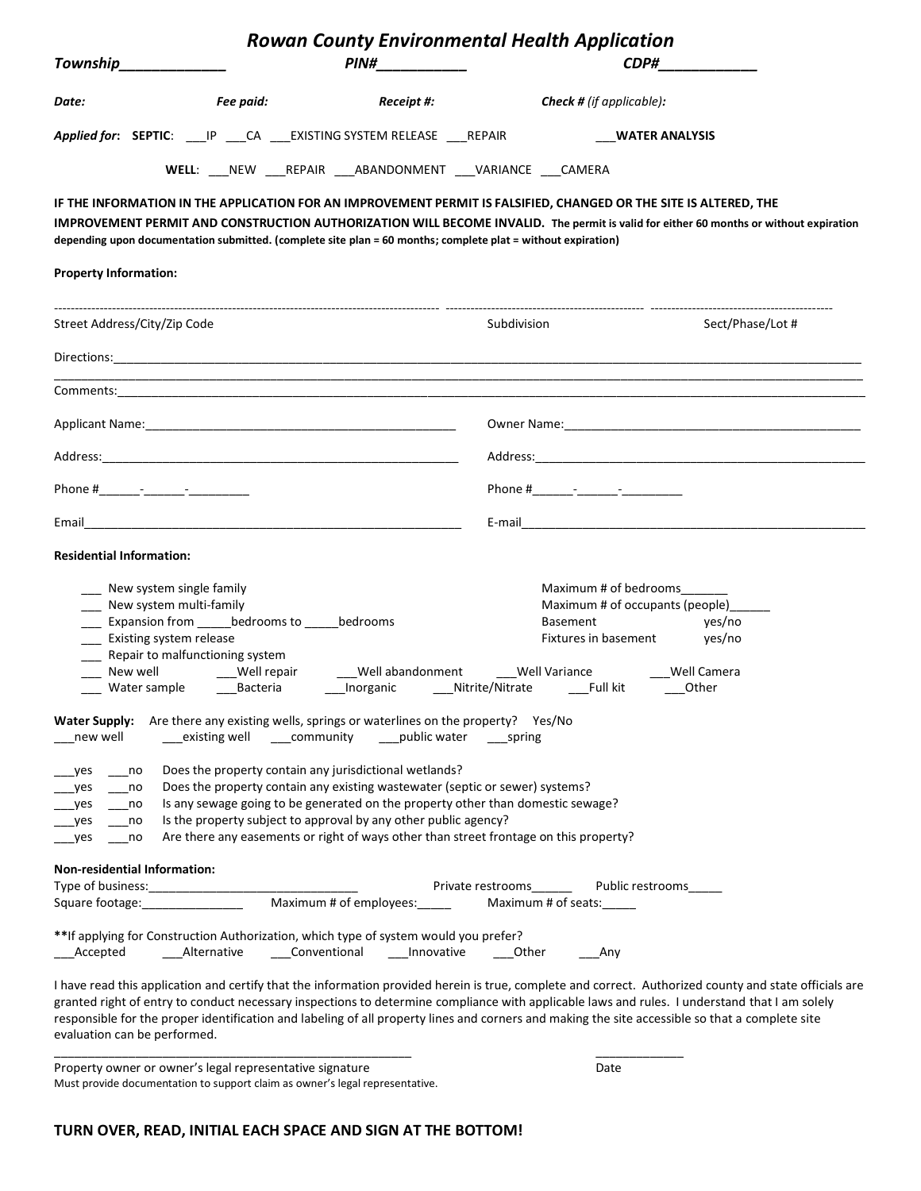# *Rowan County Environmental Health Application*

***Township\_\_\_\_\_\_\_\_\_\_\_\_\_*** ***PIN#\_\_\_\_\_\_\_\_\_\_\_*** ***CDP#\_\_\_\_\_\_\_\_\_\_\_\_***

***Date:*** ***Fee paid:*** ***Receipt #:*** ***Check #** (if applicable)**:***

***Applied for*: SEPTIC**: \_\_\_IP \_\_\_CA \_\_\_EXISTING SYSTEM RELEASE \_\_\_REPAIR \_\_\_**WATER ANALYSIS**

**WELL**: \_\_\_NEW \_\_\_REPAIR \_\_\_ABANDONMENT \_\_\_VARIANCE \_\_\_CAMERA

**IF THE INFORMATION IN THE APPLICATION FOR AN IMPROVEMENT PERMIT IS FALSIFIED, CHANGED OR THE SITE IS ALTERED, THE IMPROVEMENT PERMIT AND CONSTRUCTION AUTHORIZATION WILL BECOME INVALID. The permit is valid for either 60 months or without expiration depending upon documentation submitted. (complete site plan = 60 months; complete plat = without expiration)**

**Property Information:**

Street Address/City/Zip Code \_\_\_\_\_\_\_\_\_\_ Subdivision \_\_\_\_\_\_\_\_\_\_ Sect/Phase/Lot # \_\_\_\_\_\_\_\_\_\_

Directions:\_\_\_\_\_\_\_\_\_\_\_\_\_\_\_\_\_\_\_\_\_\_\_\_\_\_\_\_\_\_\_\_\_\_\_\_\_\_\_\_\_\_\_\_\_\_\_\_\_\_\_\_\_\_\_\_\_\_\_\_\_\_\_\_

Comments:\_\_\_\_\_\_\_\_\_\_\_\_\_\_\_\_\_\_\_\_\_\_\_\_\_\_\_\_\_\_\_\_\_\_\_\_\_\_\_\_\_\_\_\_\_\_\_\_\_\_\_\_\_\_\_\_\_\_\_\_\_\_\_\_

Applicant Name:\_\_\_\_\_\_\_\_\_\_\_\_\_\_\_\_\_\_\_\_\_\_\_\_\_\_\_\_\_\_ Owner Name:\_\_\_\_\_\_\_\_\_\_\_\_\_\_\_\_\_\_\_\_\_\_\_\_\_\_\_\_\_\_

Address:\_\_\_\_\_\_\_\_\_\_\_\_\_\_\_\_\_\_\_\_\_\_\_\_\_\_\_\_\_\_ Address:\_\_\_\_\_\_\_\_\_\_\_\_\_\_\_\_\_\_\_\_\_\_\_\_\_\_\_\_\_\_

Phone #\_\_\_\_\_\_-\_\_\_\_\_\_-\_\_\_\_\_\_\_\_\_ Phone #\_\_\_\_\_\_-\_\_\_\_\_\_-\_\_\_\_\_\_\_\_\_

Email\_\_\_\_\_\_\_\_\_\_\_\_\_\_\_\_\_\_\_\_\_\_\_\_\_\_\_\_\_\_ E-mail\_\_\_\_\_\_\_\_\_\_\_\_\_\_\_\_\_\_\_\_\_\_\_\_\_\_\_\_\_\_

**Residential Information:**

- \_\_\_ New system single family
- \_\_\_ New system multi-family
- \_\_\_ Expansion from \_\_\_\_\_bedrooms to \_\_\_\_\_bedrooms
- \_\_\_ Existing system release
- \_\_\_ Repair to malfunctioning system
- \_\_\_ New well \_\_\_Well repair \_\_\_Well abandonment \_\_\_Well Variance \_\_\_Well Camera
- \_\_\_ Water sample \_\_\_Bacteria \_\_\_Inorganic \_\_\_Nitrite/Nitrate \_\_\_Full kit \_\_\_Other

Maximum # of bedrooms\_\_\_\_\_\_\_
Maximum # of occupants (people)\_\_\_\_\_\_
Basement yes/no
Fixtures in basement yes/no

**Water Supply:** Are there any existing wells, springs or waterlines on the property? Yes/No
\_\_\_new well \_\_\_existing well \_\_\_community \_\_\_public water \_\_\_spring

- \_\_\_yes \_\_\_no Does the property contain any jurisdictional wetlands?
- \_\_\_yes \_\_\_no Does the property contain any existing wastewater (septic or sewer) systems?
- \_\_\_yes \_\_\_no Is any sewage going to be generated on the property other than domestic sewage?
- \_\_\_yes \_\_\_no Is the property subject to approval by any other public agency?
- \_\_\_yes \_\_\_no Are there any easements or right of ways other than street frontage on this property?

**Non-residential Information:**
Type of business:\_\_\_\_\_\_\_\_\_\_\_\_\_\_\_\_\_\_\_\_\_\_\_\_\_\_\_\_\_\_\_ Private restrooms\_\_\_\_\_\_ Public restrooms\_\_\_\_\_
Square footage:\_\_\_\_\_\_\_\_\_\_\_\_\_\_\_ Maximum # of employees:\_\_\_\_\_ Maximum # of seats:\_\_\_\_\_

**\*\***If applying for Construction Authorization, which type of system would you prefer?
\_\_\_Accepted \_\_\_Alternative \_\_\_Conventional \_\_\_Innovative \_\_\_Other \_\_\_Any

I have read this application and certify that the information provided herein is true, complete and correct. Authorized county and state officials are granted right of entry to conduct necessary inspections to determine compliance with applicable laws and rules. I understand that I am solely responsible for the proper identification and labeling of all property lines and corners and making the site accessible so that a complete site evaluation can be performed.

\_\_\_\_\_\_\_\_\_\_\_\_\_\_\_\_\_\_\_\_\_\_\_\_\_\_\_\_\_\_\_\_\_\_\_\_\_\_\_\_\_\_\_\_\_\_\_\_\_\_\_\_\_\_\_\_ \_\_\_\_\_\_\_\_\_\_\_\_\_
Property owner or owner's legal representative signature Date
Must provide documentation to support claim as owner's legal representative.

**TURN OVER, READ, INITIAL EACH SPACE AND SIGN AT THE BOTTOM!**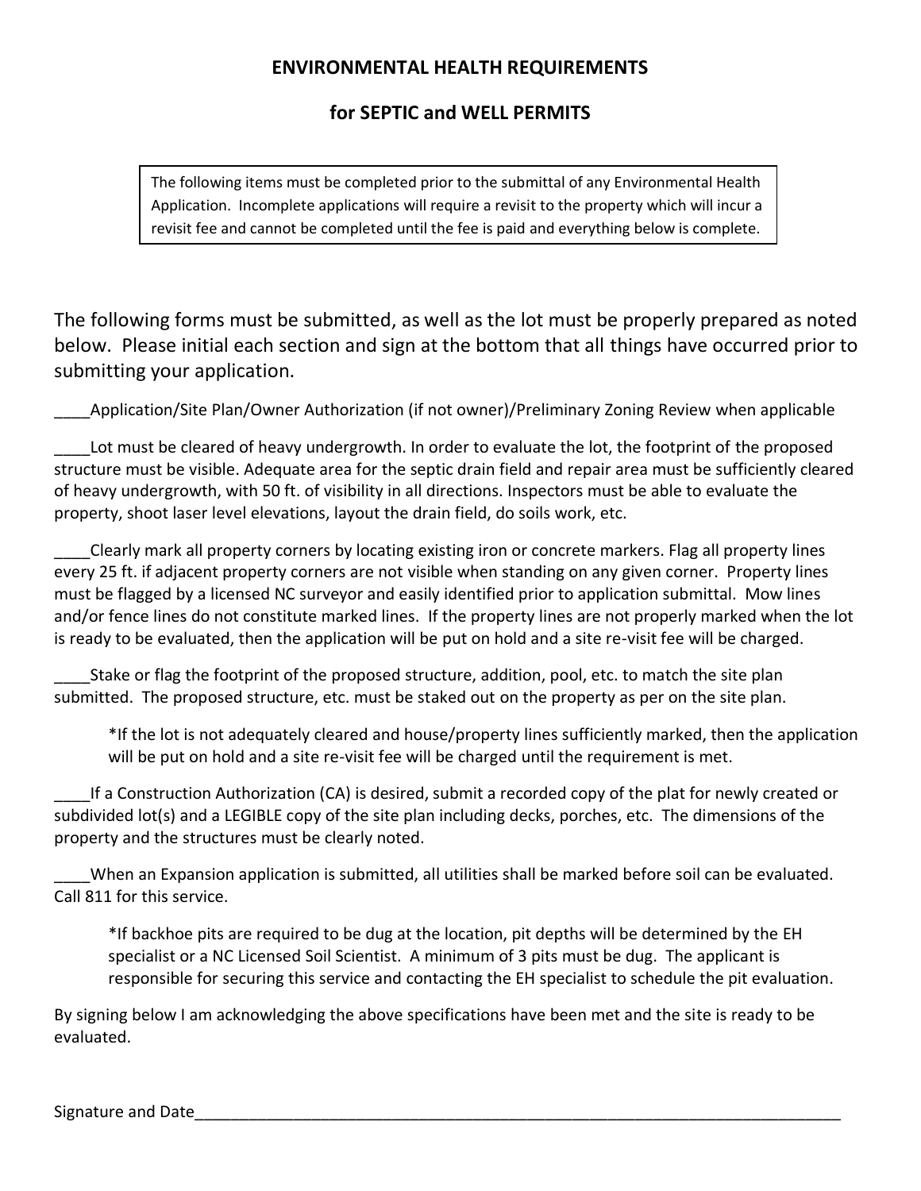# ENVIRONMENTAL HEALTH REQUIREMENTS

## for SEPTIC and WELL PERMITS

> The following items must be completed prior to the submittal of any Environmental Health Application. Incomplete applications will require a revisit to the property which will incur a revisit fee and cannot be completed until the fee is paid and everything below is complete.

The following forms must be submitted, as well as the lot must be properly prepared as noted below. Please initial each section and sign at the bottom that all things have occurred prior to submitting your application.

____Application/Site Plan/Owner Authorization (if not owner)/Preliminary Zoning Review when applicable

____Lot must be cleared of heavy undergrowth. In order to evaluate the lot, the footprint of the proposed structure must be visible. Adequate area for the septic drain field and repair area must be sufficiently cleared of heavy undergrowth, with 50 ft. of visibility in all directions. Inspectors must be able to evaluate the property, shoot laser level elevations, layout the drain field, do soils work, etc.

____Clearly mark all property corners by locating existing iron or concrete markers. Flag all property lines every 25 ft. if adjacent property corners are not visible when standing on any given corner. Property lines must be flagged by a licensed NC surveyor and easily identified prior to application submittal. Mow lines and/or fence lines do not constitute marked lines. If the property lines are not properly marked when the lot is ready to be evaluated, then the application will be put on hold and a site re-visit fee will be charged.

____Stake or flag the footprint of the proposed structure, addition, pool, etc. to match the site plan submitted. The proposed structure, etc. must be staked out on the property as per on the site plan.

> *If the lot is not adequately cleared and house/property lines sufficiently marked, then the application will be put on hold and a site re-visit fee will be charged until the requirement is met.

____If a Construction Authorization (CA) is desired, submit a recorded copy of the plat for newly created or subdivided lot(s) and a LEGIBLE copy of the site plan including decks, porches, etc. The dimensions of the property and the structures must be clearly noted.

____When an Expansion application is submitted, all utilities shall be marked before soil can be evaluated. Call 811 for this service.

> *If backhoe pits are required to be dug at the location, pit depths will be determined by the EH specialist or a NC Licensed Soil Scientist. A minimum of 3 pits must be dug. The applicant is responsible for securing this service and contacting the EH specialist to schedule the pit evaluation.

By signing below I am acknowledging the above specifications have been met and the site is ready to be evaluated.

Signature and Date____________________________________________________________________________